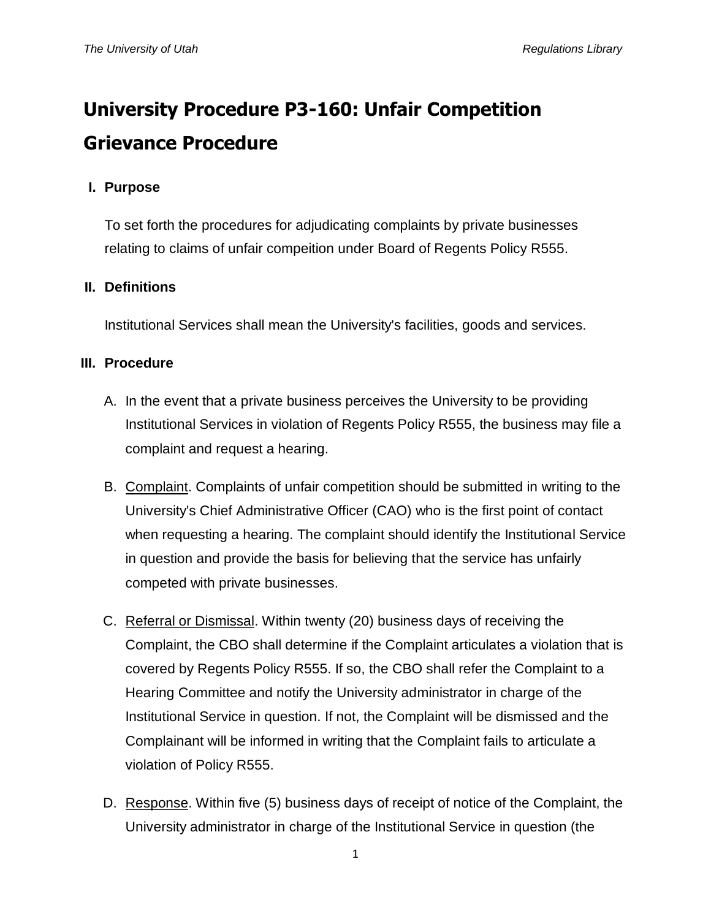# University Procedure P3-160: Unfair Competition Grievance Procedure

## I. Purpose

To set forth the procedures for adjudicating complaints by private businesses relating to claims of unfair compeition under Board of Regents Policy R555.

## II. Definitions

Institutional Services shall mean the University's facilities, goods and services.

## III. Procedure

A. In the event that a private business perceives the University to be providing Institutional Services in violation of Regents Policy R555, the business may file a complaint and request a hearing.

B. <u>Complaint</u>. Complaints of unfair competition should be submitted in writing to the University's Chief Administrative Officer (CAO) who is the first point of contact when requesting a hearing. The complaint should identify the Institutional Service in question and provide the basis for believing that the service has unfairly competed with private businesses.

C. <u>Referral or Dismissal</u>. Within twenty (20) business days of receiving the Complaint, the CBO shall determine if the Complaint articulates a violation that is covered by Regents Policy R555. If so, the CBO shall refer the Complaint to a Hearing Committee and notify the University administrator in charge of the Institutional Service in question. If not, the Complaint will be dismissed and the Complainant will be informed in writing that the Complaint fails to articulate a violation of Policy R555.

D. <u>Response</u>. Within five (5) business days of receipt of notice of the Complaint, the University administrator in charge of the Institutional Service in question (the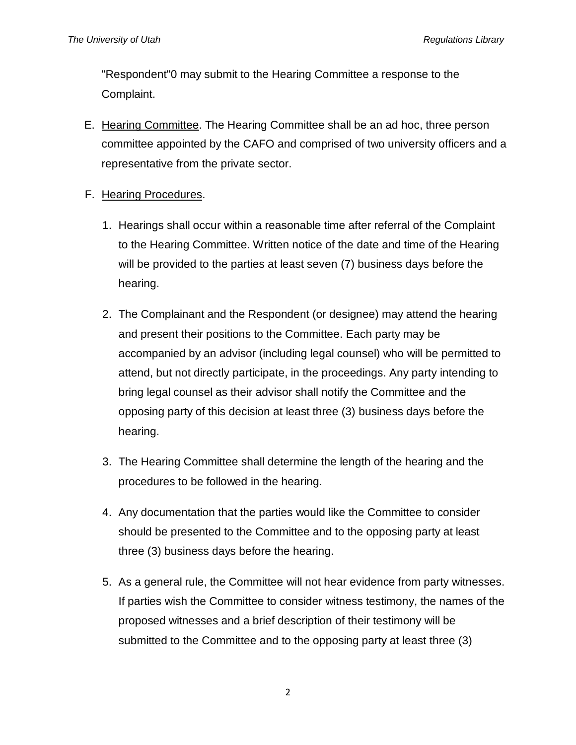"Respondent"0 may submit to the Hearing Committee a response to the Complaint.

E. Hearing Committee. The Hearing Committee shall be an ad hoc, three person committee appointed by the CAFO and comprised of two university officers and a representative from the private sector.

F. Hearing Procedures.

1. Hearings shall occur within a reasonable time after referral of the Complaint to the Hearing Committee. Written notice of the date and time of the Hearing will be provided to the parties at least seven (7) business days before the hearing.

2. The Complainant and the Respondent (or designee) may attend the hearing and present their positions to the Committee. Each party may be accompanied by an advisor (including legal counsel) who will be permitted to attend, but not directly participate, in the proceedings. Any party intending to bring legal counsel as their advisor shall notify the Committee and the opposing party of this decision at least three (3) business days before the hearing.

3. The Hearing Committee shall determine the length of the hearing and the procedures to be followed in the hearing.

4. Any documentation that the parties would like the Committee to consider should be presented to the Committee and to the opposing party at least three (3) business days before the hearing.

5. As a general rule, the Committee will not hear evidence from party witnesses. If parties wish the Committee to consider witness testimony, the names of the proposed witnesses and a brief description of their testimony will be submitted to the Committee and to the opposing party at least three (3)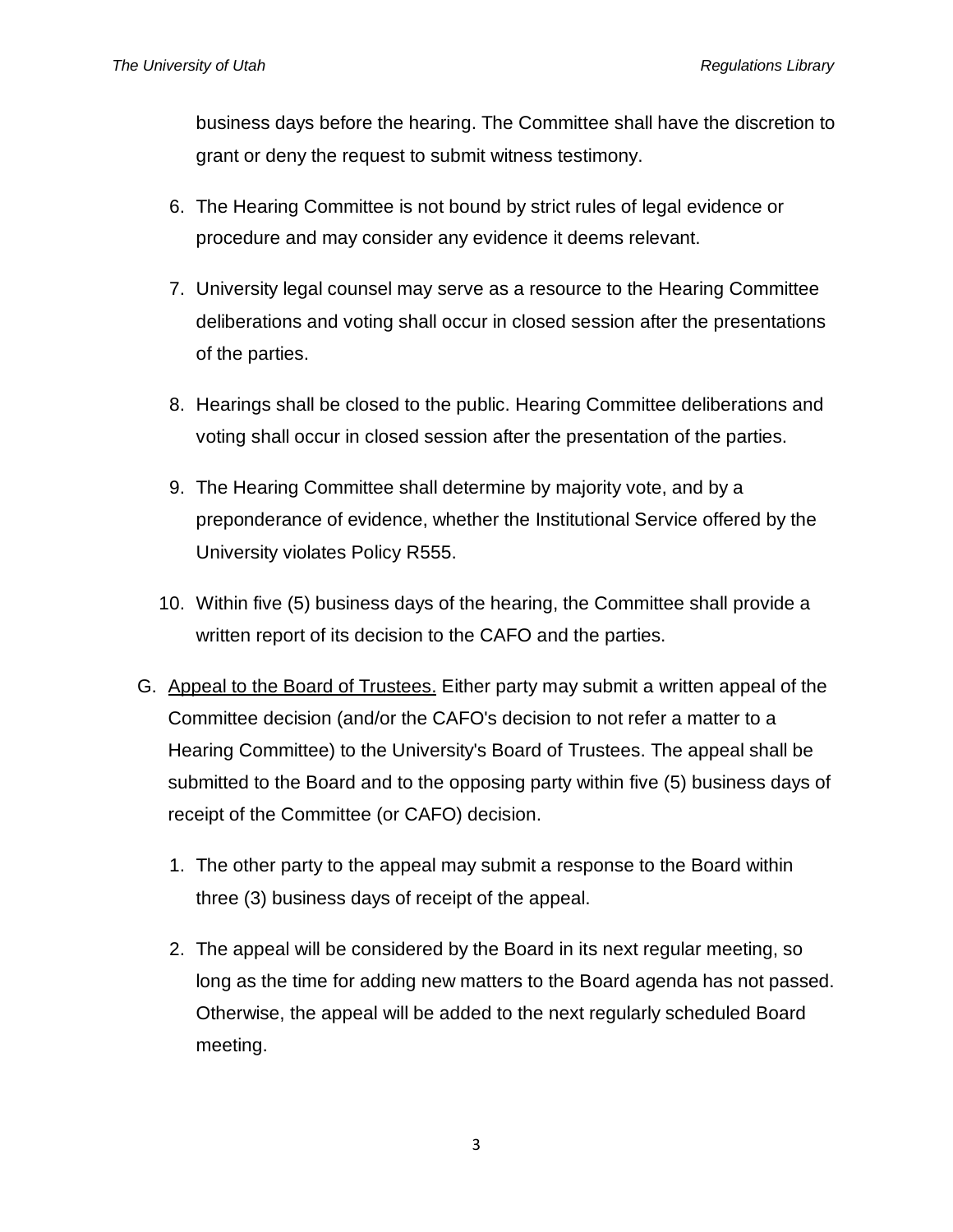business days before the hearing. The Committee shall have the discretion to grant or deny the request to submit witness testimony.

6. The Hearing Committee is not bound by strict rules of legal evidence or procedure and may consider any evidence it deems relevant.

7. University legal counsel may serve as a resource to the Hearing Committee deliberations and voting shall occur in closed session after the presentations of the parties.

8. Hearings shall be closed to the public. Hearing Committee deliberations and voting shall occur in closed session after the presentation of the parties.

9. The Hearing Committee shall determine by majority vote, and by a preponderance of evidence, whether the Institutional Service offered by the University violates Policy R555.

10. Within five (5) business days of the hearing, the Committee shall provide a written report of its decision to the CAFO and the parties.

G. <u>Appeal to the Board of Trustees.</u> Either party may submit a written appeal of the Committee decision (and/or the CAFO's decision to not refer a matter to a Hearing Committee) to the University's Board of Trustees. The appeal shall be submitted to the Board and to the opposing party within five (5) business days of receipt of the Committee (or CAFO) decision.

   1. The other party to the appeal may submit a response to the Board within three (3) business days of receipt of the appeal.

   2. The appeal will be considered by the Board in its next regular meeting, so long as the time for adding new matters to the Board agenda has not passed. Otherwise, the appeal will be added to the next regularly scheduled Board meeting.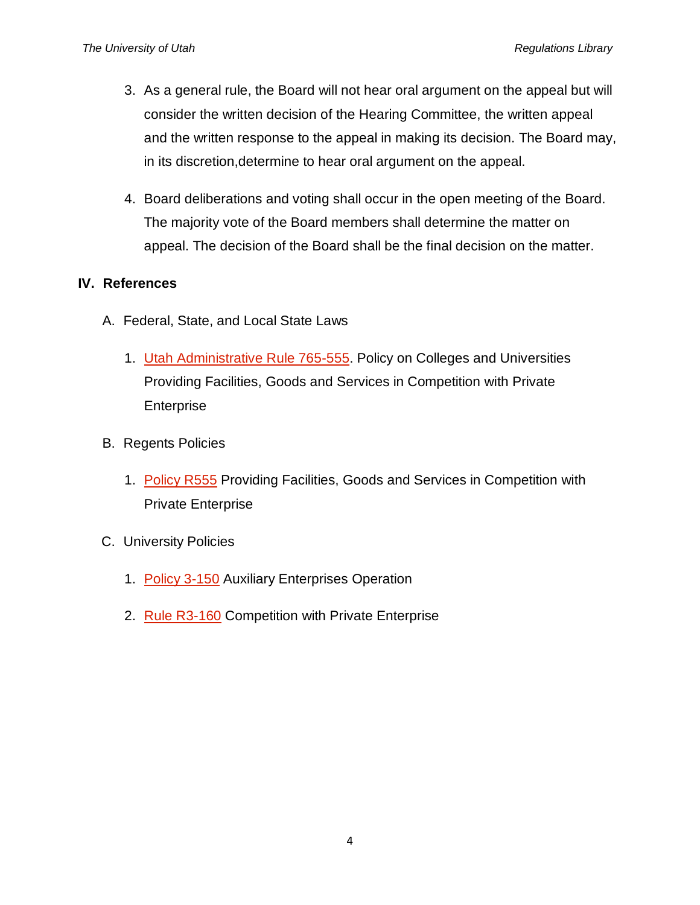3. As a general rule, the Board will not hear oral argument on the appeal but will consider the written decision of the Hearing Committee, the written appeal and the written response to the appeal in making its decision. The Board may, in its discretion,determine to hear oral argument on the appeal.

4. Board deliberations and voting shall occur in the open meeting of the Board. The majority vote of the Board members shall determine the matter on appeal. The decision of the Board shall be the final decision on the matter.

## IV. References

A. Federal, State, and Local State Laws

1. Utah Administrative Rule 765-555. Policy on Colleges and Universities Providing Facilities, Goods and Services in Competition with Private Enterprise

B. Regents Policies

1. Policy R555 Providing Facilities, Goods and Services in Competition with Private Enterprise

C. University Policies

1. Policy 3-150 Auxiliary Enterprises Operation

2. Rule R3-160 Competition with Private Enterprise